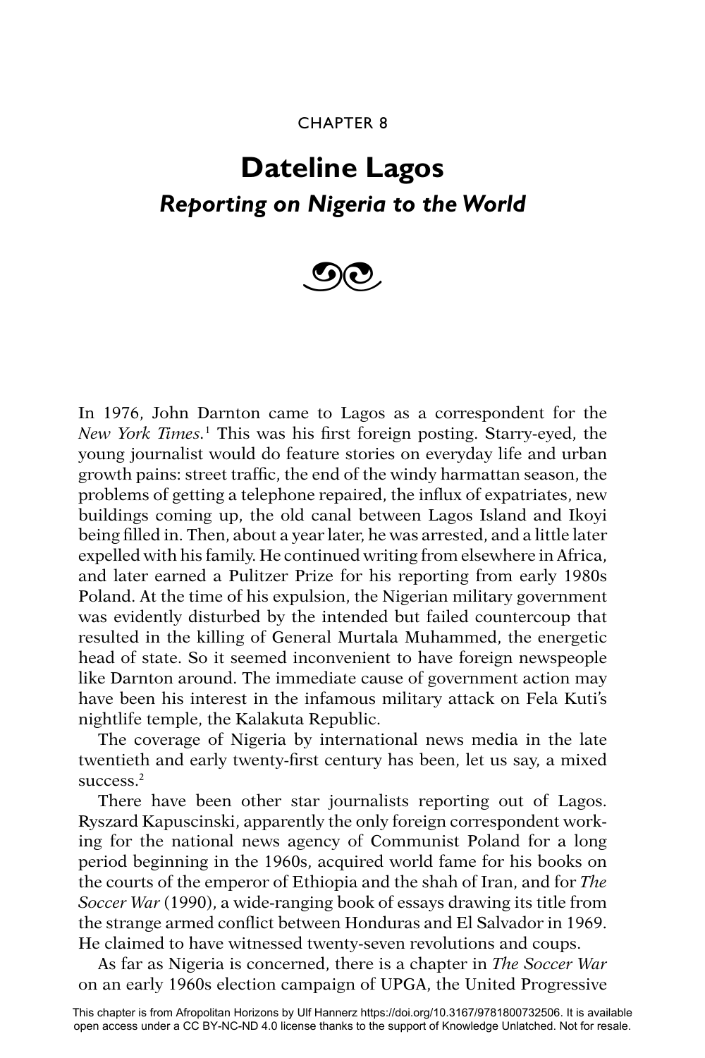CHAPTER 8

# Dateline Lagos

## *Reporting on Nigeria to the World*

In 1976, John Darnton came to Lagos as a correspondent for the *New York Times*.[1] This was his first foreign posting. Starry-eyed, the young journalist would do feature stories on everyday life and urban growth pains: street traffic, the end of the windy harmattan season, the problems of getting a telephone repaired, the influx of expatriates, new buildings coming up, the old canal between Lagos Island and Ikoyi being filled in. Then, about a year later, he was arrested, and a little later expelled with his family. He continued writing from elsewhere in Africa, and later earned a Pulitzer Prize for his reporting from early 1980s Poland. At the time of his expulsion, the Nigerian military government was evidently disturbed by the intended but failed countercoup that resulted in the killing of General Murtala Muhammed, the energetic head of state. So it seemed inconvenient to have foreign newspeople like Darnton around. The immediate cause of government action may have been his interest in the infamous military attack on Fela Kuti's nightlife temple, the Kalakuta Republic.

The coverage of Nigeria by international news media in the late twentieth and early twenty-first century has been, let us say, a mixed success.[2]

There have been other star journalists reporting out of Lagos. Ryszard Kapuscinski, apparently the only foreign correspondent working for the national news agency of Communist Poland for a long period beginning in the 1960s, acquired world fame for his books on the courts of the emperor of Ethiopia and the shah of Iran, and for *The Soccer War* (1990), a wide-ranging book of essays drawing its title from the strange armed conflict between Honduras and El Salvador in 1969. He claimed to have witnessed twenty-seven revolutions and coups.

As far as Nigeria is concerned, there is a chapter in *The Soccer War* on an early 1960s election campaign of UPGA, the United Progressive

This chapter is from Afropolitan Horizons by Ulf Hannerz https://doi.org/10.3167/9781800732506. It is available open access under a CC BY-NC-ND 4.0 license thanks to the support of Knowledge Unlatched. Not for resale.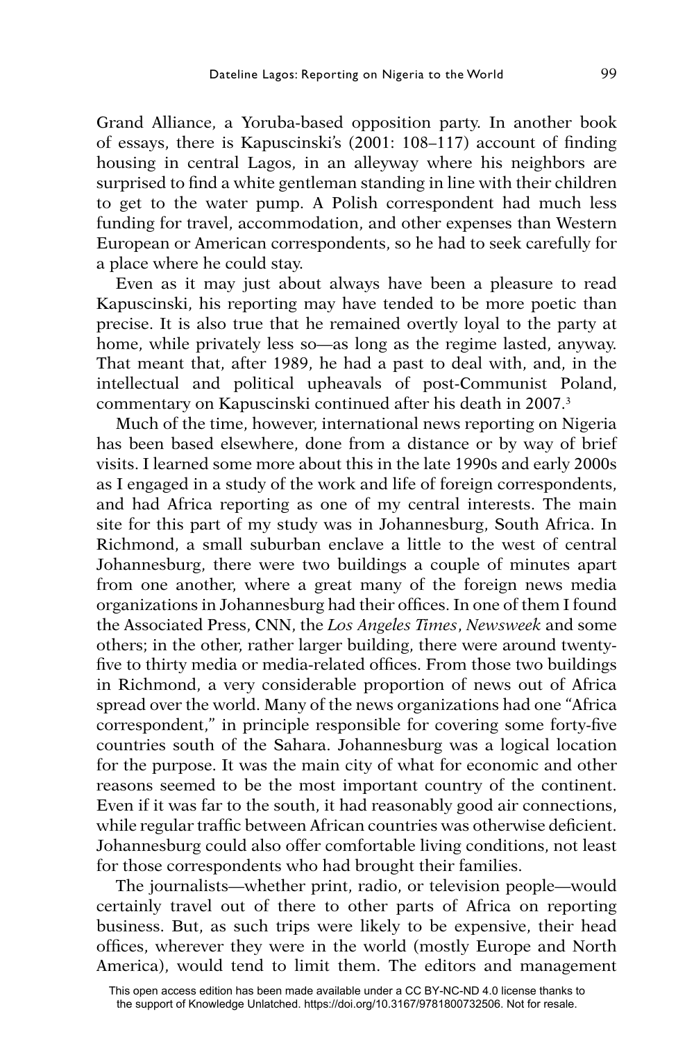Grand Alliance, a Yoruba-based opposition party. In another book of essays, there is Kapuscinski's (2001: 108–117) account of finding housing in central Lagos, in an alleyway where his neighbors are surprised to find a white gentleman standing in line with their children to get to the water pump. A Polish correspondent had much less funding for travel, accommodation, and other expenses than Western European or American correspondents, so he had to seek carefully for a place where he could stay.

Even as it may just about always have been a pleasure to read Kapuscinski, his reporting may have tended to be more poetic than precise. It is also true that he remained overtly loyal to the party at home, while privately less so—as long as the regime lasted, anyway. That meant that, after 1989, he had a past to deal with, and, in the intellectual and political upheavals of post-Communist Poland, commentary on Kapuscinski continued after his death in 2007.[3]

Much of the time, however, international news reporting on Nigeria has been based elsewhere, done from a distance or by way of brief visits. I learned some more about this in the late 1990s and early 2000s as I engaged in a study of the work and life of foreign correspondents, and had Africa reporting as one of my central interests. The main site for this part of my study was in Johannesburg, South Africa. In Richmond, a small suburban enclave a little to the west of central Johannesburg, there were two buildings a couple of minutes apart from one another, where a great many of the foreign news media organizations in Johannesburg had their offices. In one of them I found the Associated Press, CNN, the *Los Angeles Times*, *Newsweek* and some others; in the other, rather larger building, there were around twenty-five to thirty media or media-related offices. From those two buildings in Richmond, a very considerable proportion of news out of Africa spread over the world. Many of the news organizations had one "Africa correspondent," in principle responsible for covering some forty-five countries south of the Sahara. Johannesburg was a logical location for the purpose. It was the main city of what for economic and other reasons seemed to be the most important country of the continent. Even if it was far to the south, it had reasonably good air connections, while regular traffic between African countries was otherwise deficient. Johannesburg could also offer comfortable living conditions, not least for those correspondents who had brought their families.

The journalists—whether print, radio, or television people—would certainly travel out of there to other parts of Africa on reporting business. But, as such trips were likely to be expensive, their head offices, wherever they were in the world (mostly Europe and North America), would tend to limit them. The editors and management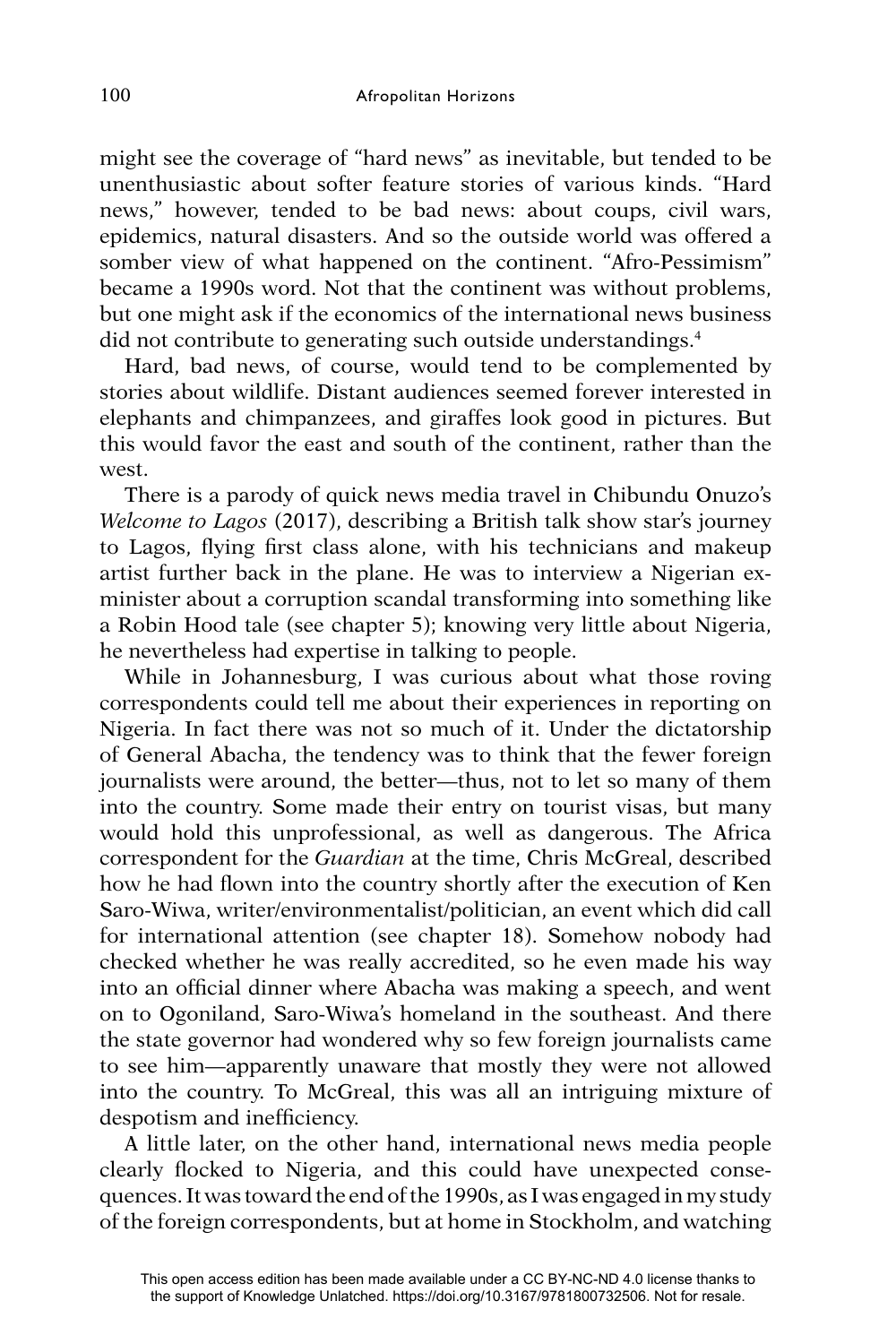might see the coverage of "hard news" as inevitable, but tended to be unenthusiastic about softer feature stories of various kinds. "Hard news," however, tended to be bad news: about coups, civil wars, epidemics, natural disasters. And so the outside world was offered a somber view of what happened on the continent. "Afro-Pessimism" became a 1990s word. Not that the continent was without problems, but one might ask if the economics of the international news business did not contribute to generating such outside understandings.[4]

Hard, bad news, of course, would tend to be complemented by stories about wildlife. Distant audiences seemed forever interested in elephants and chimpanzees, and giraffes look good in pictures. But this would favor the east and south of the continent, rather than the west.

There is a parody of quick news media travel in Chibundu Onuzo's *Welcome to Lagos* (2017), describing a British talk show star's journey to Lagos, flying first class alone, with his technicians and makeup artist further back in the plane. He was to interview a Nigerian ex-minister about a corruption scandal transforming into something like a Robin Hood tale (see chapter 5); knowing very little about Nigeria, he nevertheless had expertise in talking to people.

While in Johannesburg, I was curious about what those roving correspondents could tell me about their experiences in reporting on Nigeria. In fact there was not so much of it. Under the dictatorship of General Abacha, the tendency was to think that the fewer foreign journalists were around, the better—thus, not to let so many of them into the country. Some made their entry on tourist visas, but many would hold this unprofessional, as well as dangerous. The Africa correspondent for the *Guardian* at the time, Chris McGreal, described how he had flown into the country shortly after the execution of Ken Saro-Wiwa, writer/environmentalist/politician, an event which did call for international attention (see chapter 18). Somehow nobody had checked whether he was really accredited, so he even made his way into an official dinner where Abacha was making a speech, and went on to Ogoniland, Saro-Wiwa's homeland in the southeast. And there the state governor had wondered why so few foreign journalists came to see him—apparently unaware that mostly they were not allowed into the country. To McGreal, this was all an intriguing mixture of despotism and inefficiency.

A little later, on the other hand, international news media people clearly flocked to Nigeria, and this could have unexpected consequences. It was toward the end of the 1990s, as I was engaged in my study of the foreign correspondents, but at home in Stockholm, and watching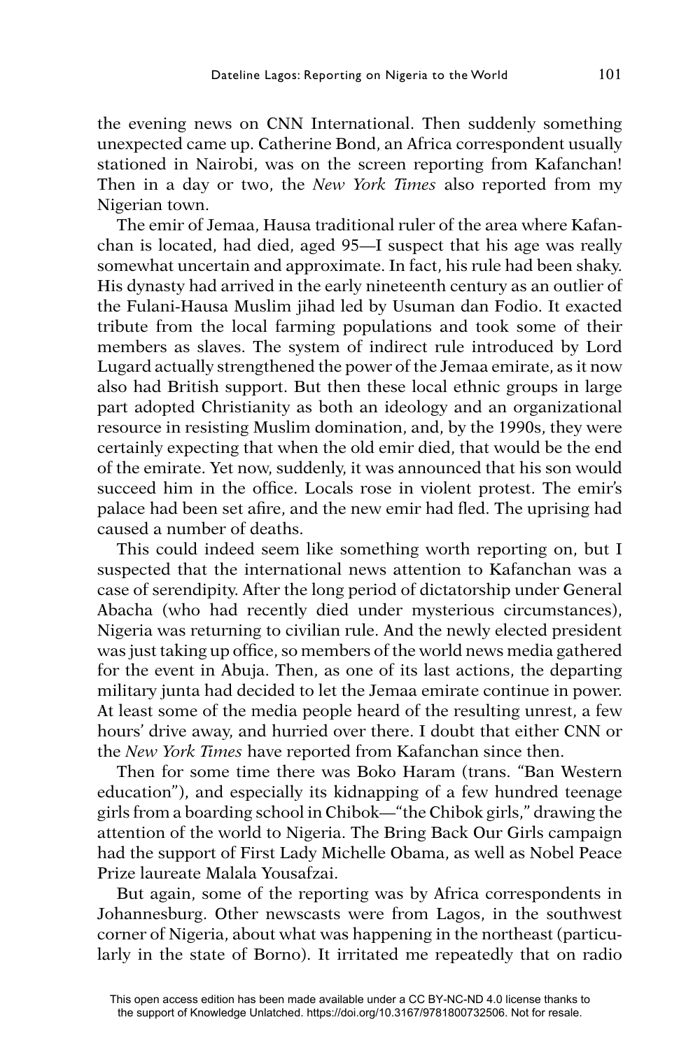the evening news on CNN International. Then suddenly something unexpected came up. Catherine Bond, an Africa correspondent usually stationed in Nairobi, was on the screen reporting from Kafanchan! Then in a day or two, the *New York Times* also reported from my Nigerian town.

The emir of Jemaa, Hausa traditional ruler of the area where Kafanchan is located, had died, aged 95—I suspect that his age was really somewhat uncertain and approximate. In fact, his rule had been shaky. His dynasty had arrived in the early nineteenth century as an outlier of the Fulani-Hausa Muslim jihad led by Usuman dan Fodio. It exacted tribute from the local farming populations and took some of their members as slaves. The system of indirect rule introduced by Lord Lugard actually strengthened the power of the Jemaa emirate, as it now also had British support. But then these local ethnic groups in large part adopted Christianity as both an ideology and an organizational resource in resisting Muslim domination, and, by the 1990s, they were certainly expecting that when the old emir died, that would be the end of the emirate. Yet now, suddenly, it was announced that his son would succeed him in the office. Locals rose in violent protest. The emir's palace had been set afire, and the new emir had fled. The uprising had caused a number of deaths.

This could indeed seem like something worth reporting on, but I suspected that the international news attention to Kafanchan was a case of serendipity. After the long period of dictatorship under General Abacha (who had recently died under mysterious circumstances), Nigeria was returning to civilian rule. And the newly elected president was just taking up office, so members of the world news media gathered for the event in Abuja. Then, as one of its last actions, the departing military junta had decided to let the Jemaa emirate continue in power. At least some of the media people heard of the resulting unrest, a few hours' drive away, and hurried over there. I doubt that either CNN or the *New York Times* have reported from Kafanchan since then.

Then for some time there was Boko Haram (trans. "Ban Western education"), and especially its kidnapping of a few hundred teenage girls from a boarding school in Chibok—"the Chibok girls," drawing the attention of the world to Nigeria. The Bring Back Our Girls campaign had the support of First Lady Michelle Obama, as well as Nobel Peace Prize laureate Malala Yousafzai.

But again, some of the reporting was by Africa correspondents in Johannesburg. Other newscasts were from Lagos, in the southwest corner of Nigeria, about what was happening in the northeast (particularly in the state of Borno). It irritated me repeatedly that on radio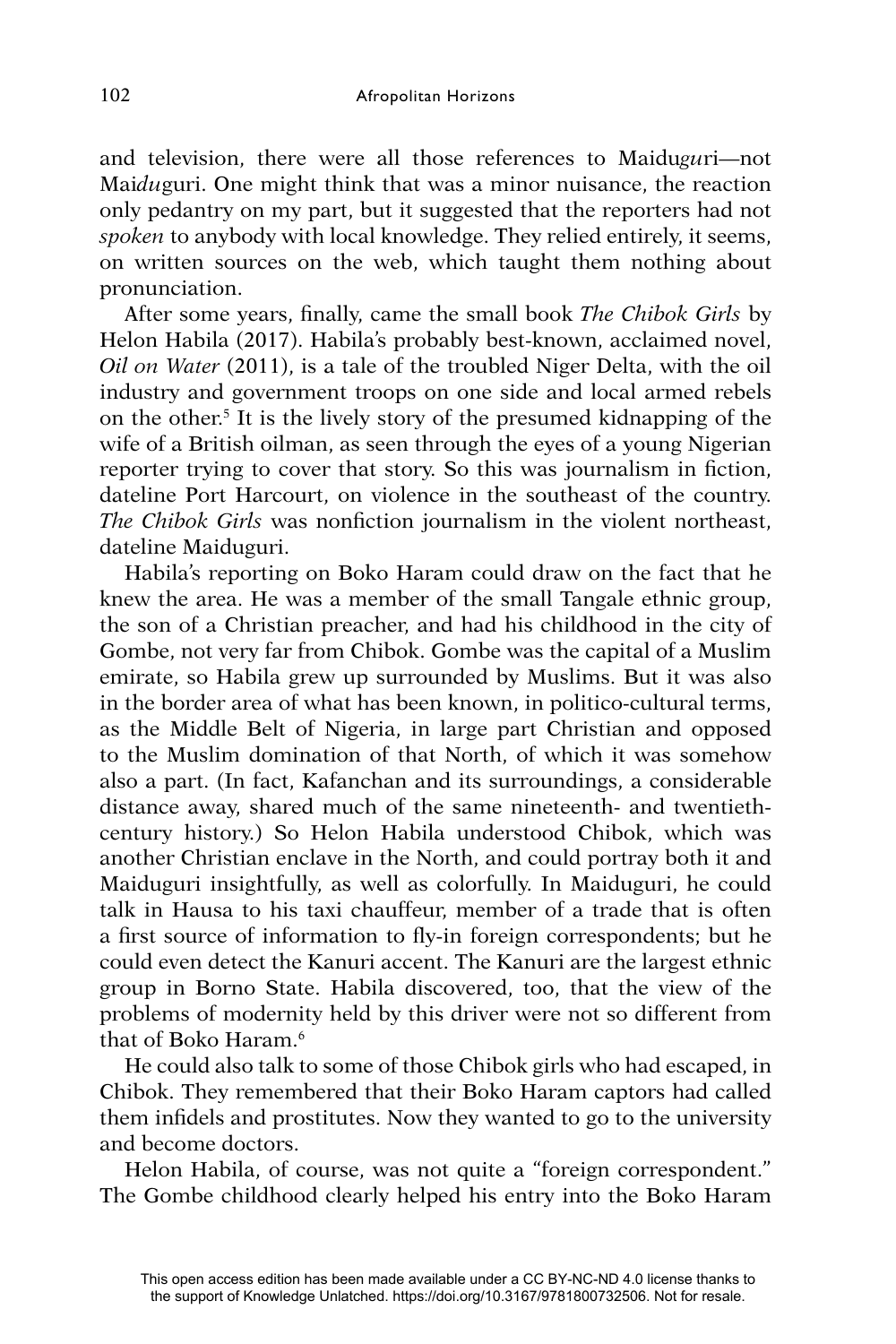and television, there were all those references to Maidu*gu*ri—not Mai*du*guri. One might think that was a minor nuisance, the reaction only pedantry on my part, but it suggested that the reporters had not *spoken* to anybody with local knowledge. They relied entirely, it seems, on written sources on the web, which taught them nothing about pronunciation.

After some years, finally, came the small book *The Chibok Girls* by Helon Habila (2017). Habila's probably best-known, acclaimed novel, *Oil on Water* (2011), is a tale of the troubled Niger Delta, with the oil industry and government troops on one side and local armed rebels on the other.[5] It is the lively story of the presumed kidnapping of the wife of a British oilman, as seen through the eyes of a young Nigerian reporter trying to cover that story. So this was journalism in fiction, dateline Port Harcourt, on violence in the southeast of the country. *The Chibok Girls* was nonfiction journalism in the violent northeast, dateline Maiduguri.

Habila's reporting on Boko Haram could draw on the fact that he knew the area. He was a member of the small Tangale ethnic group, the son of a Christian preacher, and had his childhood in the city of Gombe, not very far from Chibok. Gombe was the capital of a Muslim emirate, so Habila grew up surrounded by Muslims. But it was also in the border area of what has been known, in politico-cultural terms, as the Middle Belt of Nigeria, in large part Christian and opposed to the Muslim domination of that North, of which it was somehow also a part. (In fact, Kafanchan and its surroundings, a considerable distance away, shared much of the same nineteenth- and twentieth-century history.) So Helon Habila understood Chibok, which was another Christian enclave in the North, and could portray both it and Maiduguri insightfully, as well as colorfully. In Maiduguri, he could talk in Hausa to his taxi chauffeur, member of a trade that is often a first source of information to fly-in foreign correspondents; but he could even detect the Kanuri accent. The Kanuri are the largest ethnic group in Borno State. Habila discovered, too, that the view of the problems of modernity held by this driver were not so different from that of Boko Haram.[6]

He could also talk to some of those Chibok girls who had escaped, in Chibok. They remembered that their Boko Haram captors had called them infidels and prostitutes. Now they wanted to go to the university and become doctors.

Helon Habila, of course, was not quite a "foreign correspondent." The Gombe childhood clearly helped his entry into the Boko Haram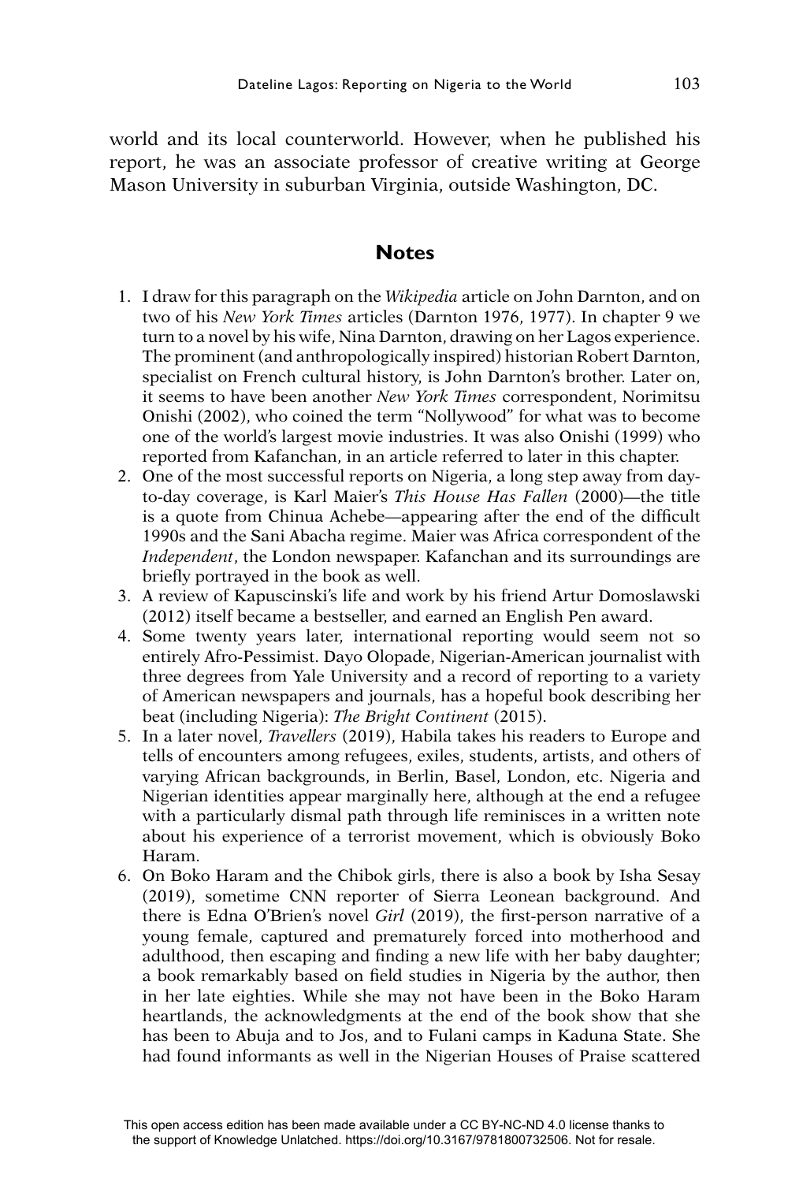world and its local counterworld. However, when he published his report, he was an associate professor of creative writing at George Mason University in suburban Virginia, outside Washington, DC.

## Notes

1. I draw for this paragraph on the *Wikipedia* article on John Darnton, and on two of his *New York Times* articles (Darnton 1976, 1977). In chapter 9 we turn to a novel by his wife, Nina Darnton, drawing on her Lagos experience. The prominent (and anthropologically inspired) historian Robert Darnton, specialist on French cultural history, is John Darnton's brother. Later on, it seems to have been another *New York Times* correspondent, Norimitsu Onishi (2002), who coined the term "Nollywood" for what was to become one of the world's largest movie industries. It was also Onishi (1999) who reported from Kafanchan, in an article referred to later in this chapter.
2. One of the most successful reports on Nigeria, a long step away from day-to-day coverage, is Karl Maier's *This House Has Fallen* (2000)—the title is a quote from Chinua Achebe—appearing after the end of the difficult 1990s and the Sani Abacha regime. Maier was Africa correspondent of the *Independent*, the London newspaper. Kafanchan and its surroundings are briefly portrayed in the book as well.
3. A review of Kapuscinski's life and work by his friend Artur Domoslawski (2012) itself became a bestseller, and earned an English Pen award.
4. Some twenty years later, international reporting would seem not so entirely Afro-Pessimist. Dayo Olopade, Nigerian-American journalist with three degrees from Yale University and a record of reporting to a variety of American newspapers and journals, has a hopeful book describing her beat (including Nigeria): *The Bright Continent* (2015).
5. In a later novel, *Travellers* (2019), Habila takes his readers to Europe and tells of encounters among refugees, exiles, students, artists, and others of varying African backgrounds, in Berlin, Basel, London, etc. Nigeria and Nigerian identities appear marginally here, although at the end a refugee with a particularly dismal path through life reminisces in a written note about his experience of a terrorist movement, which is obviously Boko Haram.
6. On Boko Haram and the Chibok girls, there is also a book by Isha Sesay (2019), sometime CNN reporter of Sierra Leonean background. And there is Edna O'Brien's novel *Girl* (2019), the first-person narrative of a young female, captured and prematurely forced into motherhood and adulthood, then escaping and finding a new life with her baby daughter; a book remarkably based on field studies in Nigeria by the author, then in her late eighties. While she may not have been in the Boko Haram heartlands, the acknowledgments at the end of the book show that she has been to Abuja and to Jos, and to Fulani camps in Kaduna State. She had found informants as well in the Nigerian Houses of Praise scattered

This open access edition has been made available under a CC BY-NC-ND 4.0 license thanks to the support of Knowledge Unlatched. https://doi.org/10.3167/9781800732506. Not for resale.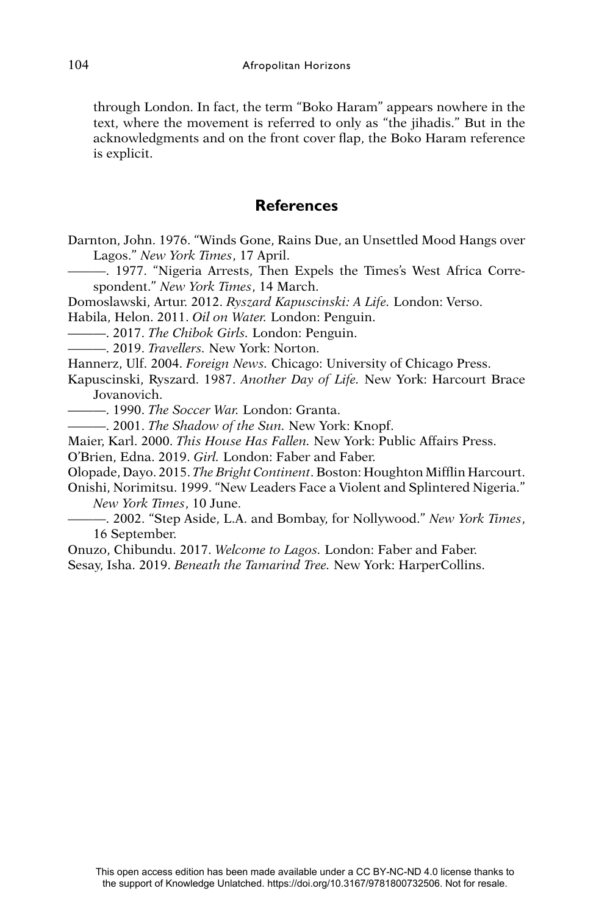through London. In fact, the term "Boko Haram" appears nowhere in the text, where the movement is referred to only as "the jihadis." But in the acknowledgments and on the front cover flap, the Boko Haram reference is explicit.

## References

Darnton, John. 1976. "Winds Gone, Rains Due, an Unsettled Mood Hangs over Lagos." *New York Times*, 17 April.

———. 1977. "Nigeria Arrests, Then Expels the Times's West Africa Correspondent." *New York Times*, 14 March.

Domoslawski, Artur. 2012. *Ryszard Kapuscinski: A Life.* London: Verso.

Habila, Helon. 2011. *Oil on Water.* London: Penguin.

———. 2017. *The Chibok Girls.* London: Penguin.

———. 2019. *Travellers.* New York: Norton.

Hannerz, Ulf. 2004. *Foreign News.* Chicago: University of Chicago Press.

Kapuscinski, Ryszard. 1987. *Another Day of Life.* New York: Harcourt Brace Jovanovich.

———. 1990. *The Soccer War.* London: Granta.

———. 2001. *The Shadow of the Sun.* New York: Knopf.

Maier, Karl. 2000. *This House Has Fallen.* New York: Public Affairs Press.

O'Brien, Edna. 2019. *Girl.* London: Faber and Faber.

Olopade, Dayo. 2015. *The Bright Continent*. Boston: Houghton Mifflin Harcourt.

Onishi, Norimitsu. 1999. "New Leaders Face a Violent and Splintered Nigeria." *New York Times*, 10 June.

———. 2002. "Step Aside, L.A. and Bombay, for Nollywood." *New York Times*, 16 September.

Onuzo, Chibundu. 2017. *Welcome to Lagos.* London: Faber and Faber.

Sesay, Isha. 2019. *Beneath the Tamarind Tree.* New York: HarperCollins.

This open access edition has been made available under a CC BY-NC-ND 4.0 license thanks to the support of Knowledge Unlatched. https://doi.org/10.3167/9781800732506. Not for resale.